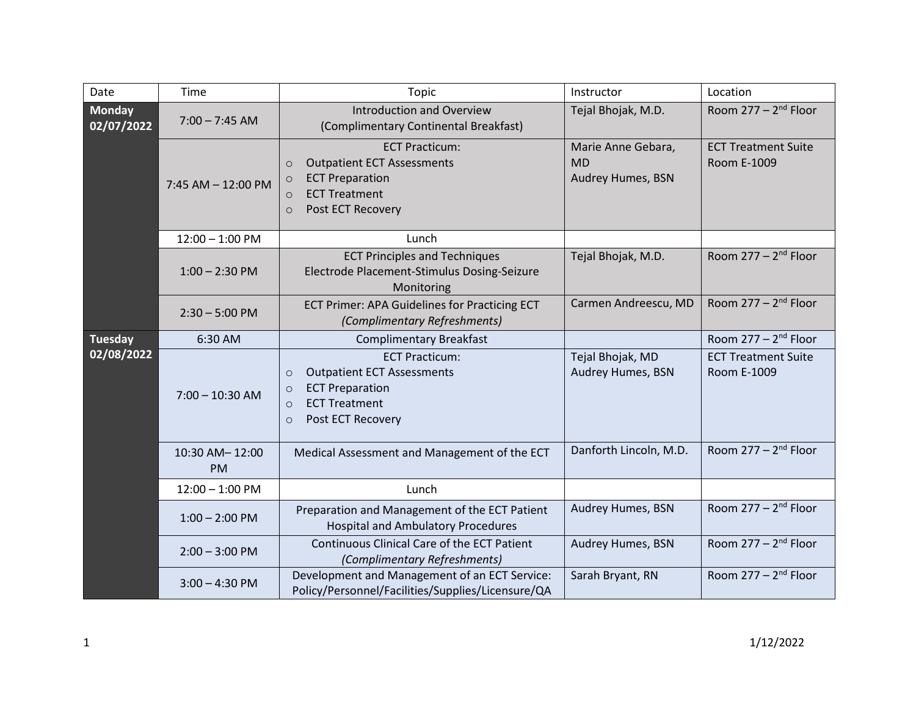| Date | Time | Topic | Instructor | Location |
| --- | --- | --- | --- | --- |
| **Monday 02/07/2022** | 7:00 – 7:45 AM | Introduction and Overview (Complimentary Continental Breakfast) | Tejal Bhojak, M.D. | Room 277 – 2nd Floor |
| | 7:45 AM – 12:00 PM | ECT Practicum: <br>○ Outpatient ECT Assessments <br>○ ECT Preparation <br>○ ECT Treatment <br>○ Post ECT Recovery | Marie Anne Gebara, MD <br>Audrey Humes, BSN | ECT Treatment Suite Room E-1009 |
| | 12:00 – 1:00 PM | Lunch | | |
| | 1:00 – 2:30 PM | ECT Principles and Techniques <br>Electrode Placement-Stimulus Dosing-Seizure Monitoring | Tejal Bhojak, M.D. | Room 277 – 2nd Floor |
| | 2:30 – 5:00 PM | ECT Primer: APA Guidelines for Practicing ECT *(Complimentary Refreshments)* | Carmen Andreescu, MD | Room 277 – 2nd Floor |
| **Tuesday 02/08/2022** | 6:30 AM | Complimentary Breakfast | | Room 277 – 2nd Floor |
| | 7:00 – 10:30 AM | ECT Practicum: <br>○ Outpatient ECT Assessments <br>○ ECT Preparation <br>○ ECT Treatment <br>○ Post ECT Recovery | Tejal Bhojak, MD <br>Audrey Humes, BSN | ECT Treatment Suite Room E-1009 |
| | 10:30 AM– 12:00 PM | Medical Assessment and Management of the ECT | Danforth Lincoln, M.D. | Room 277 – 2nd Floor |
| | 12:00 – 1:00 PM | Lunch | | |
| | 1:00 – 2:00 PM | Preparation and Management of the ECT Patient Hospital and Ambulatory Procedures | Audrey Humes, BSN | Room 277 – 2nd Floor |
| | 2:00 – 3:00 PM | Continuous Clinical Care of the ECT Patient *(Complimentary Refreshments)* | Audrey Humes, BSN | Room 277 – 2nd Floor |
| | 3:00 – 4:30 PM | Development and Management of an ECT Service: Policy/Personnel/Facilities/Supplies/Licensure/QA | Sarah Bryant, RN | Room 277 – 2nd Floor |

1/12/2022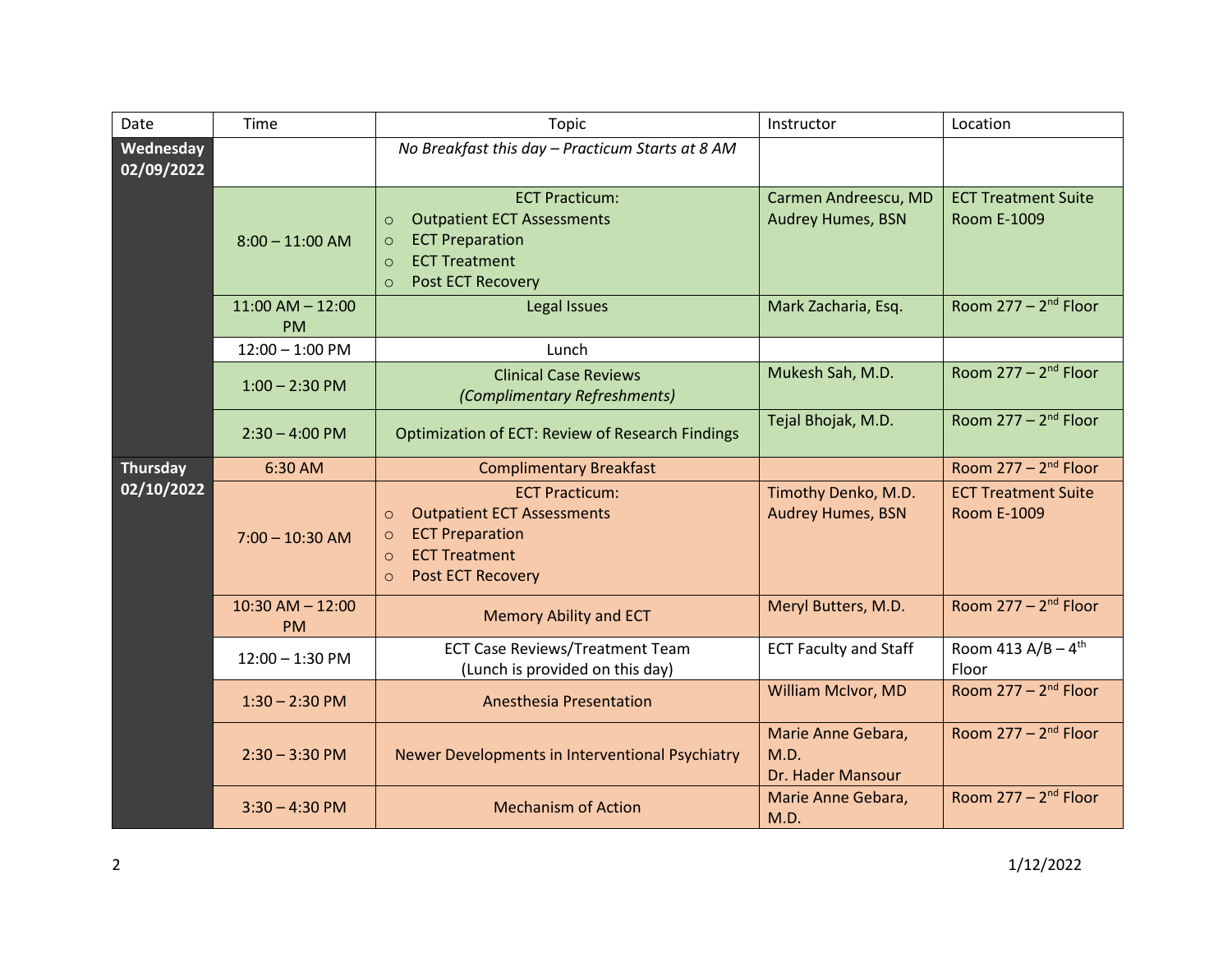| Date | Time | Topic | Instructor | Location |
|---|---|---|---|---|
| **Wednesday 02/09/2022** | | *No Breakfast this day – Practicum Starts at 8 AM* | | |
| | 8:00 – 11:00 AM | ECT Practicum:<br>○ Outpatient ECT Assessments<br>○ ECT Preparation<br>○ ECT Treatment<br>○ Post ECT Recovery | Carmen Andreescu, MD<br>Audrey Humes, BSN | ECT Treatment Suite<br>Room E-1009 |
| | 11:00 AM – 12:00 PM | Legal Issues | Mark Zacharia, Esq. | Room 277 – 2nd Floor |
| | 12:00 – 1:00 PM | Lunch | | |
| | 1:00 – 2:30 PM | Clinical Case Reviews<br>*(Complimentary Refreshments)* | Mukesh Sah, M.D. | Room 277 – 2nd Floor |
| | 2:30 – 4:00 PM | Optimization of ECT: Review of Research Findings | Tejal Bhojak, M.D. | Room 277 – 2nd Floor |
| **Thursday 02/10/2022** | 6:30 AM | Complimentary Breakfast | | Room 277 – 2nd Floor |
| | 7:00 – 10:30 AM | ECT Practicum:<br>○ Outpatient ECT Assessments<br>○ ECT Preparation<br>○ ECT Treatment<br>○ Post ECT Recovery | Timothy Denko, M.D.<br>Audrey Humes, BSN | ECT Treatment Suite<br>Room E-1009 |
| | 10:30 AM – 12:00 PM | Memory Ability and ECT | Meryl Butters, M.D. | Room 277 – 2nd Floor |
| | 12:00 – 1:30 PM | ECT Case Reviews/Treatment Team<br>(Lunch is provided on this day) | ECT Faculty and Staff | Room 413 A/B – 4th Floor |
| | 1:30 – 2:30 PM | Anesthesia Presentation | William McIvor, MD | Room 277 – 2nd Floor |
| | 2:30 – 3:30 PM | Newer Developments in Interventional Psychiatry | Marie Anne Gebara, M.D.<br>Dr. Hader Mansour | Room 277 – 2nd Floor |
| | 3:30 – 4:30 PM | Mechanism of Action | Marie Anne Gebara, M.D. | Room 277 – 2nd Floor |

1/12/2022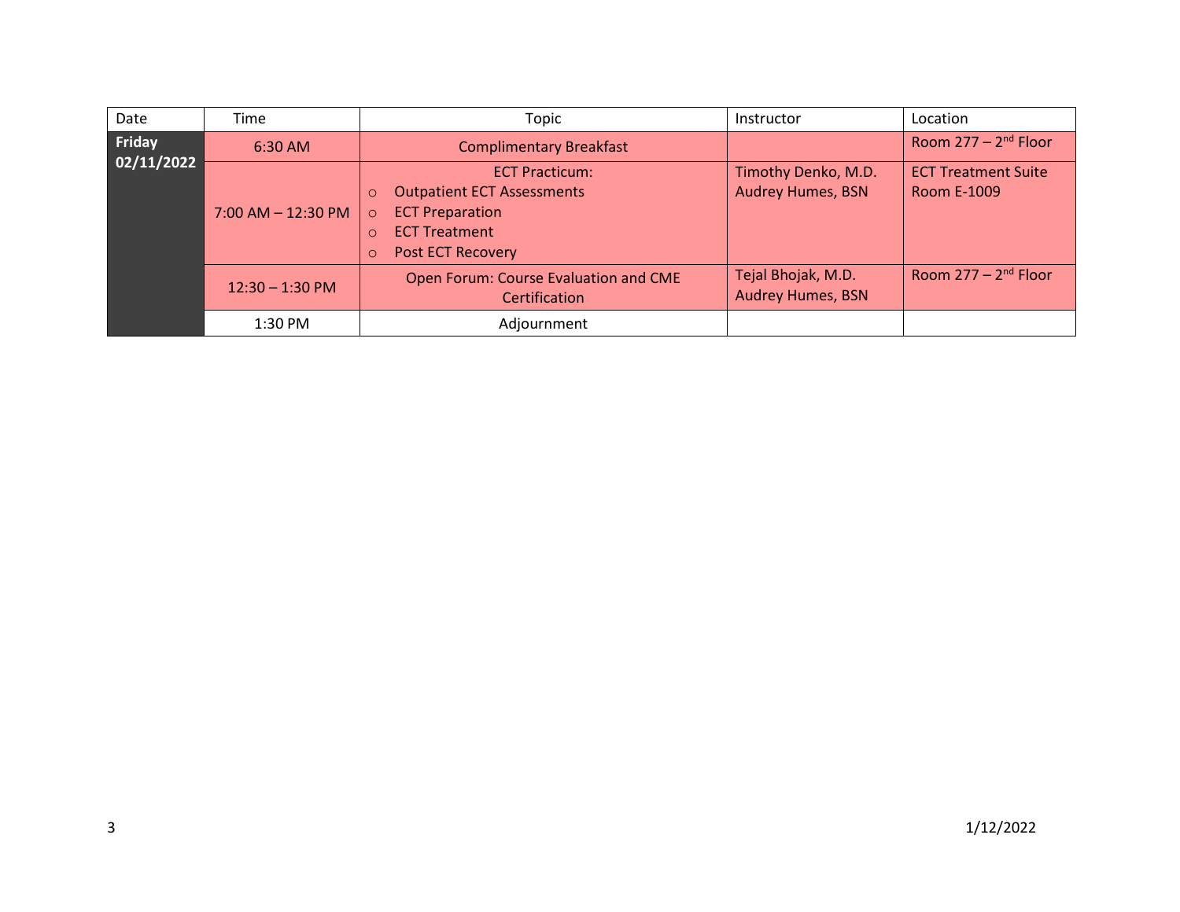| Date | Time | Topic | Instructor | Location |
|---|---|---|---|---|
| **Friday 02/11/2022** | 6:30 AM | Complimentary Breakfast | | Room 277 – 2nd Floor |
| | 7:00 AM – 12:30 PM | ECT Practicum:<br>○ Outpatient ECT Assessments<br>○ ECT Preparation<br>○ ECT Treatment<br>○ Post ECT Recovery | Timothy Denko, M.D.<br>Audrey Humes, BSN | ECT Treatment Suite Room E-1009 |
| | 12:30 – 1:30 PM | Open Forum: Course Evaluation and CME Certification | Tejal Bhojak, M.D.<br>Audrey Humes, BSN | Room 277 – 2nd Floor |
| | 1:30 PM | Adjournment | | |

1/12/2022